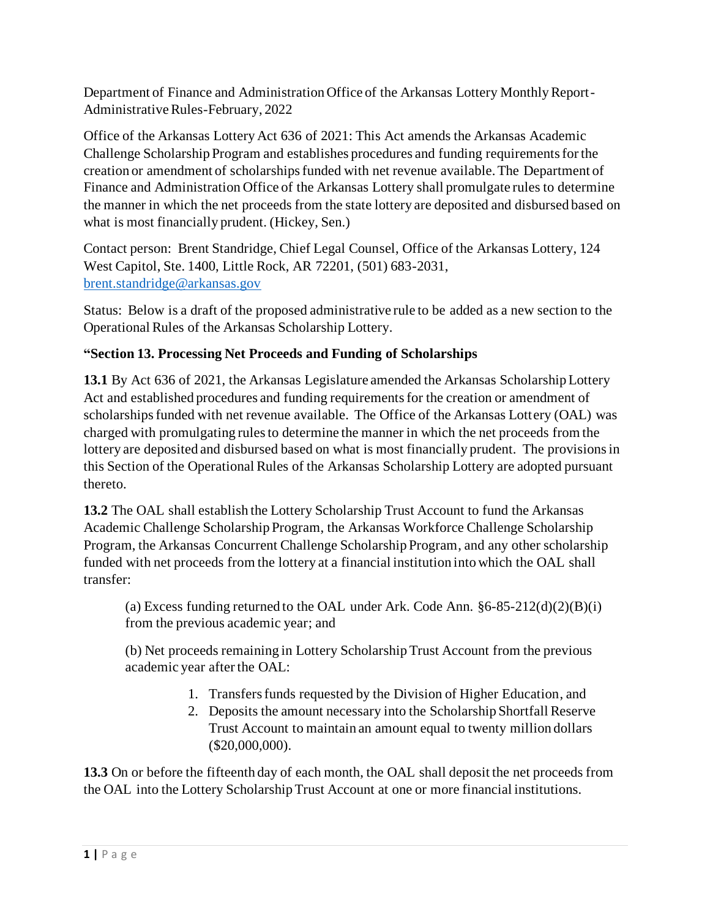Department of Finance and Administration Office of the Arkansas Lottery Monthly Report-Administrative Rules-February, 2022

Office of the Arkansas Lottery Act 636 of 2021: This Act amends the Arkansas Academic Challenge Scholarship Program and establishes procedures and funding requirements for the creation or amendment of scholarships funded with net revenue available. The Department of Finance and Administration Office of the Arkansas Lottery shall promulgate rules to determine the manner in which the net proceeds from the state lottery are deposited and disbursed based on what is most financially prudent. (Hickey, Sen.)

Contact person: Brent Standridge, Chief Legal Counsel, Office of the Arkansas Lottery, 124 West Capitol, Ste. 1400, Little Rock, AR 72201, (501) 683-2031, brent.standridge@arkansas.gov

Status: Below is a draft of the proposed administrative rule to be added as a new section to the Operational Rules of the Arkansas Scholarship Lottery.

**"Section 13. Processing Net Proceeds and Funding of Scholarships**

**13.1** By Act 636 of 2021, the Arkansas Legislature amended the Arkansas Scholarship Lottery Act and established procedures and funding requirements for the creation or amendment of scholarships funded with net revenue available. The Office of the Arkansas Lottery (OAL) was charged with promulgating rules to determine the manner in which the net proceeds from the lottery are deposited and disbursed based on what is most financially prudent. The provisions in this Section of the Operational Rules of the Arkansas Scholarship Lottery are adopted pursuant thereto.

**13.2** The OAL shall establish the Lottery Scholarship Trust Account to fund the Arkansas Academic Challenge Scholarship Program, the Arkansas Workforce Challenge Scholarship Program, the Arkansas Concurrent Challenge Scholarship Program, and any other scholarship funded with net proceeds from the lottery at a financial institution into which the OAL shall transfer:

> (a) Excess funding returned to the OAL under Ark. Code Ann. §6-85-212(d)(2)(B)(i) from the previous academic year; and
>
> (b) Net proceeds remaining in Lottery Scholarship Trust Account from the previous academic year after the OAL:
>
> 1. Transfers funds requested by the Division of Higher Education, and
> 2. Deposits the amount necessary into the Scholarship Shortfall Reserve Trust Account to maintain an amount equal to twenty million dollars ($20,000,000).

**13.3** On or before the fifteenth day of each month, the OAL shall deposit the net proceeds from the OAL into the Lottery Scholarship Trust Account at one or more financial institutions.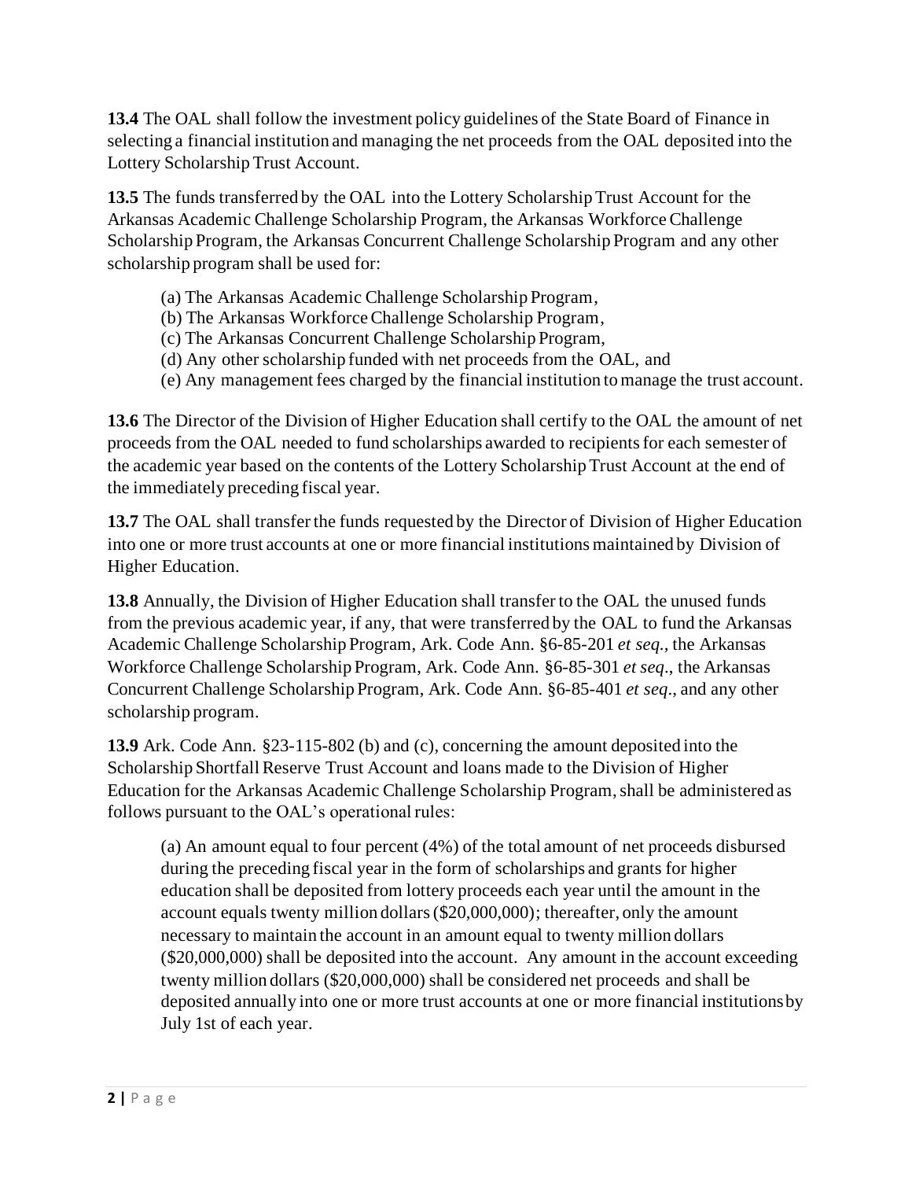**13.4** The OAL shall follow the investment policy guidelines of the State Board of Finance in selecting a financial institution and managing the net proceeds from the OAL deposited into the Lottery Scholarship Trust Account.

**13.5** The funds transferred by the OAL into the Lottery Scholarship Trust Account for the Arkansas Academic Challenge Scholarship Program, the Arkansas Workforce Challenge Scholarship Program, the Arkansas Concurrent Challenge Scholarship Program and any other scholarship program shall be used for:

(a) The Arkansas Academic Challenge Scholarship Program,
(b) The Arkansas Workforce Challenge Scholarship Program,
(c) The Arkansas Concurrent Challenge Scholarship Program,
(d) Any other scholarship funded with net proceeds from the OAL, and
(e) Any management fees charged by the financial institution to manage the trust account.

**13.6** The Director of the Division of Higher Education shall certify to the OAL the amount of net proceeds from the OAL needed to fund scholarships awarded to recipients for each semester of the academic year based on the contents of the Lottery Scholarship Trust Account at the end of the immediately preceding fiscal year.

**13.7** The OAL shall transfer the funds requested by the Director of Division of Higher Education into one or more trust accounts at one or more financial institutions maintained by Division of Higher Education.

**13.8** Annually, the Division of Higher Education shall transfer to the OAL the unused funds from the previous academic year, if any, that were transferred by the OAL to fund the Arkansas Academic Challenge Scholarship Program, Ark. Code Ann. §6-85-201 *et seq.*, the Arkansas Workforce Challenge Scholarship Program, Ark. Code Ann. §6-85-301 *et seq*., the Arkansas Concurrent Challenge Scholarship Program, Ark. Code Ann. §6-85-401 *et seq*., and any other scholarship program.

**13.9** Ark. Code Ann. §23-115-802 (b) and (c), concerning the amount deposited into the Scholarship Shortfall Reserve Trust Account and loans made to the Division of Higher Education for the Arkansas Academic Challenge Scholarship Program, shall be administered as follows pursuant to the OAL's operational rules:

(a) An amount equal to four percent (4%) of the total amount of net proceeds disbursed during the preceding fiscal year in the form of scholarships and grants for higher education shall be deposited from lottery proceeds each year until the amount in the account equals twenty million dollars ($20,000,000); thereafter, only the amount necessary to maintain the account in an amount equal to twenty million dollars ($20,000,000) shall be deposited into the account. Any amount in the account exceeding twenty million dollars ($20,000,000) shall be considered net proceeds and shall be deposited annually into one or more trust accounts at one or more financial institutions by July 1st of each year.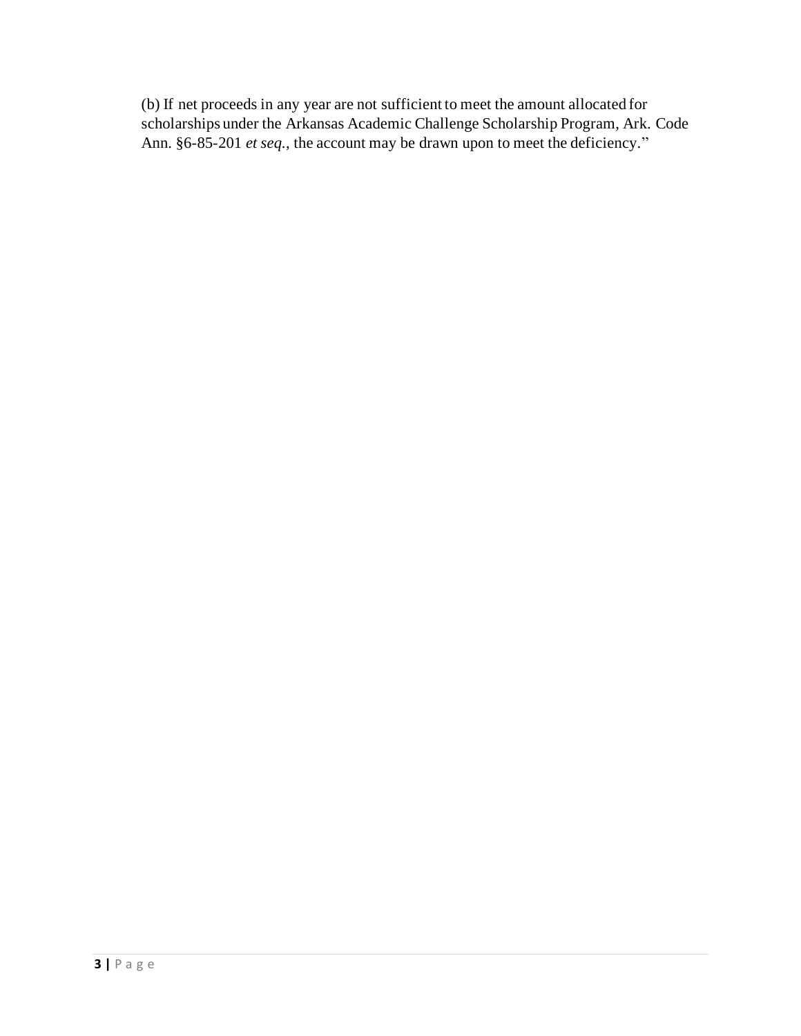(b) If net proceeds in any year are not sufficient to meet the amount allocated for scholarships under the Arkansas Academic Challenge Scholarship Program, Ark. Code Ann. §6-85-201 *et seq.*, the account may be drawn upon to meet the deficiency."